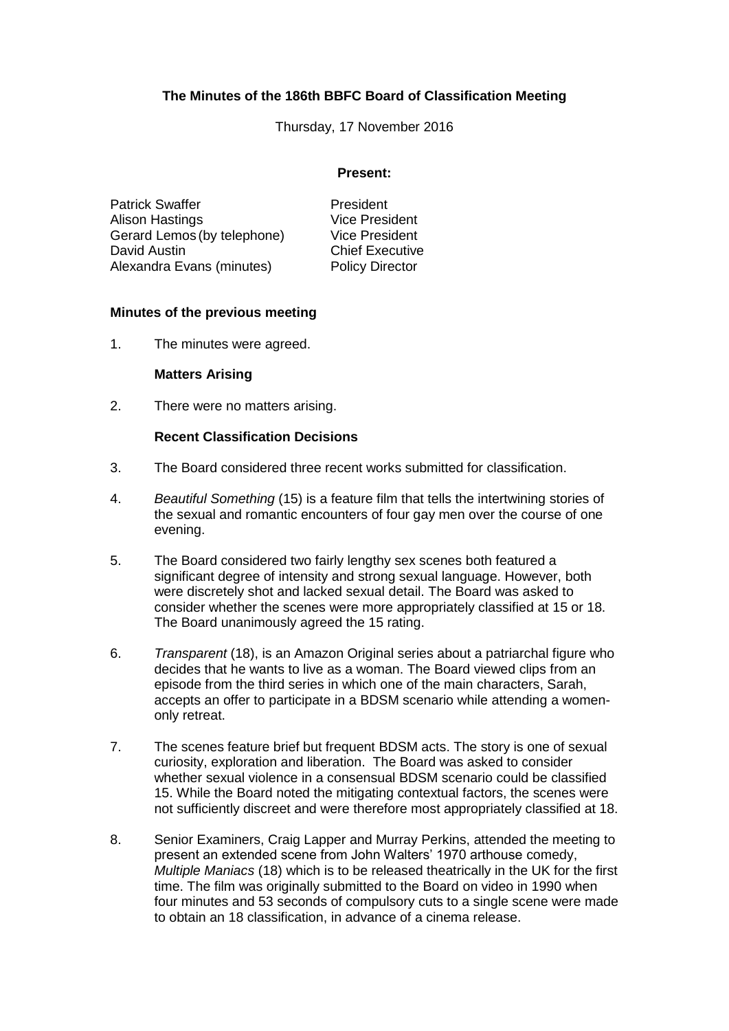**The Minutes of the 186th BBFC Board of Classification Meeting**

Thursday, 17 November 2016

**Present:**

| | |
|---|---|
| Patrick Swaffer | President |
| Alison Hastings | Vice President |
| Gerard Lemos (by telephone) | Vice President |
| David Austin | Chief Executive |
| Alexandra Evans (minutes) | Policy Director |

**Minutes of the previous meeting**

1. The minutes were agreed.

**Matters Arising**

2. There were no matters arising.

**Recent Classification Decisions**

3. The Board considered three recent works submitted for classification.

4. *Beautiful Something* (15) is a feature film that tells the intertwining stories of the sexual and romantic encounters of four gay men over the course of one evening.

5. The Board considered two fairly lengthy sex scenes both featured a significant degree of intensity and strong sexual language. However, both were discretely shot and lacked sexual detail. The Board was asked to consider whether the scenes were more appropriately classified at 15 or 18. The Board unanimously agreed the 15 rating.

6. *Transparent* (18), is an Amazon Original series about a patriarchal figure who decides that he wants to live as a woman. The Board viewed clips from an episode from the third series in which one of the main characters, Sarah, accepts an offer to participate in a BDSM scenario while attending a women-only retreat.

7. The scenes feature brief but frequent BDSM acts. The story is one of sexual curiosity, exploration and liberation. The Board was asked to consider whether sexual violence in a consensual BDSM scenario could be classified 15. While the Board noted the mitigating contextual factors, the scenes were not sufficiently discreet and were therefore most appropriately classified at 18.

8. Senior Examiners, Craig Lapper and Murray Perkins, attended the meeting to present an extended scene from John Walters' 1970 arthouse comedy, *Multiple Maniacs* (18) which is to be released theatrically in the UK for the first time. The film was originally submitted to the Board on video in 1990 when four minutes and 53 seconds of compulsory cuts to a single scene were made to obtain an 18 classification, in advance of a cinema release.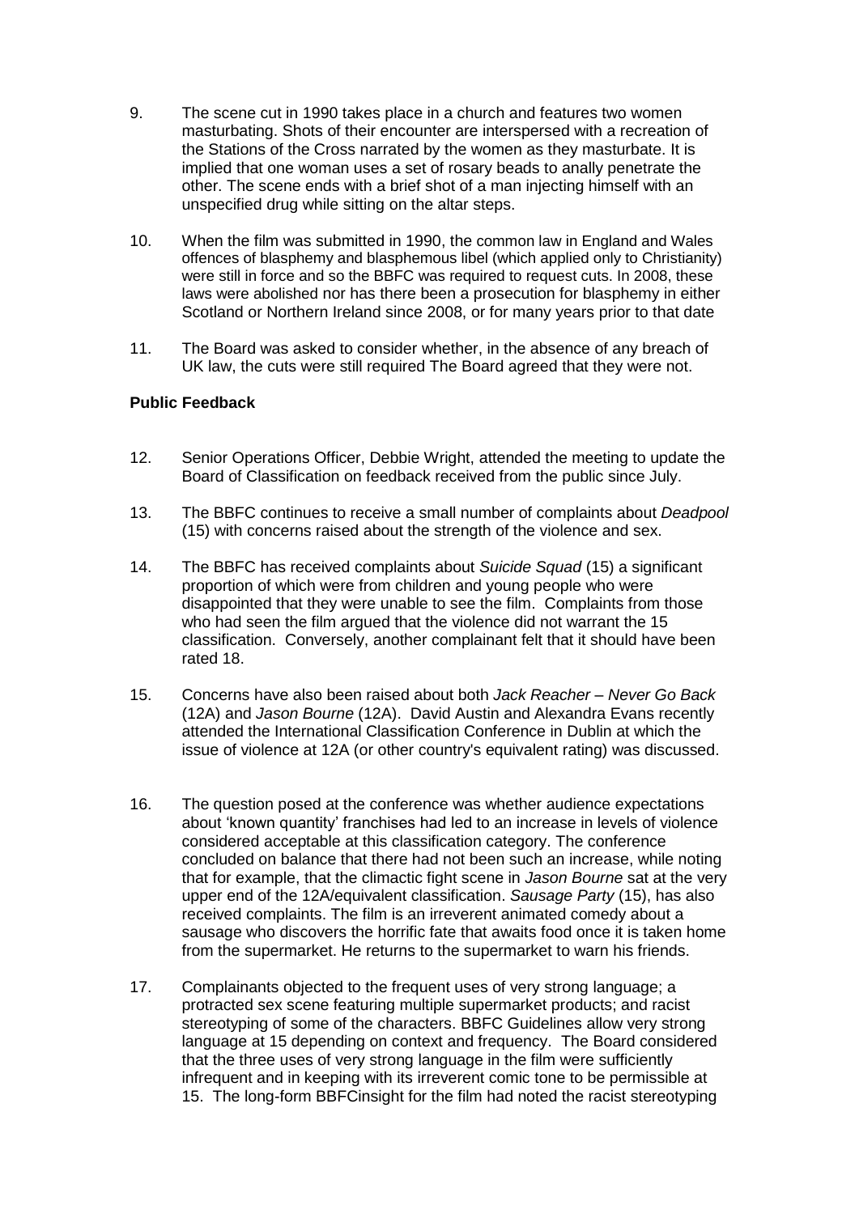9. The scene cut in 1990 takes place in a church and features two women masturbating. Shots of their encounter are interspersed with a recreation of the Stations of the Cross narrated by the women as they masturbate. It is implied that one woman uses a set of rosary beads to anally penetrate the other. The scene ends with a brief shot of a man injecting himself with an unspecified drug while sitting on the altar steps.

10. When the film was submitted in 1990, the common law in England and Wales offences of blasphemy and blasphemous libel (which applied only to Christianity) were still in force and so the BBFC was required to request cuts. In 2008, these laws were abolished nor has there been a prosecution for blasphemy in either Scotland or Northern Ireland since 2008, or for many years prior to that date

11. The Board was asked to consider whether, in the absence of any breach of UK law, the cuts were still required The Board agreed that they were not.

**Public Feedback**

12. Senior Operations Officer, Debbie Wright, attended the meeting to update the Board of Classification on feedback received from the public since July.

13. The BBFC continues to receive a small number of complaints about *Deadpool* (15) with concerns raised about the strength of the violence and sex.

14. The BBFC has received complaints about *Suicide Squad* (15) a significant proportion of which were from children and young people who were disappointed that they were unable to see the film. Complaints from those who had seen the film argued that the violence did not warrant the 15 classification. Conversely, another complainant felt that it should have been rated 18.

15. Concerns have also been raised about both *Jack Reacher – Never Go Back* (12A) and *Jason Bourne* (12A). David Austin and Alexandra Evans recently attended the International Classification Conference in Dublin at which the issue of violence at 12A (or other country's equivalent rating) was discussed.

16. The question posed at the conference was whether audience expectations about 'known quantity' franchises had led to an increase in levels of violence considered acceptable at this classification category. The conference concluded on balance that there had not been such an increase, while noting that for example, that the climactic fight scene in *Jason Bourne* sat at the very upper end of the 12A/equivalent classification. *Sausage Party* (15), has also received complaints. The film is an irreverent animated comedy about a sausage who discovers the horrific fate that awaits food once it is taken home from the supermarket. He returns to the supermarket to warn his friends.

17. Complainants objected to the frequent uses of very strong language; a protracted sex scene featuring multiple supermarket products; and racist stereotyping of some of the characters. BBFC Guidelines allow very strong language at 15 depending on context and frequency. The Board considered that the three uses of very strong language in the film were sufficiently infrequent and in keeping with its irreverent comic tone to be permissible at 15. The long-form BBFCinsight for the film had noted the racist stereotyping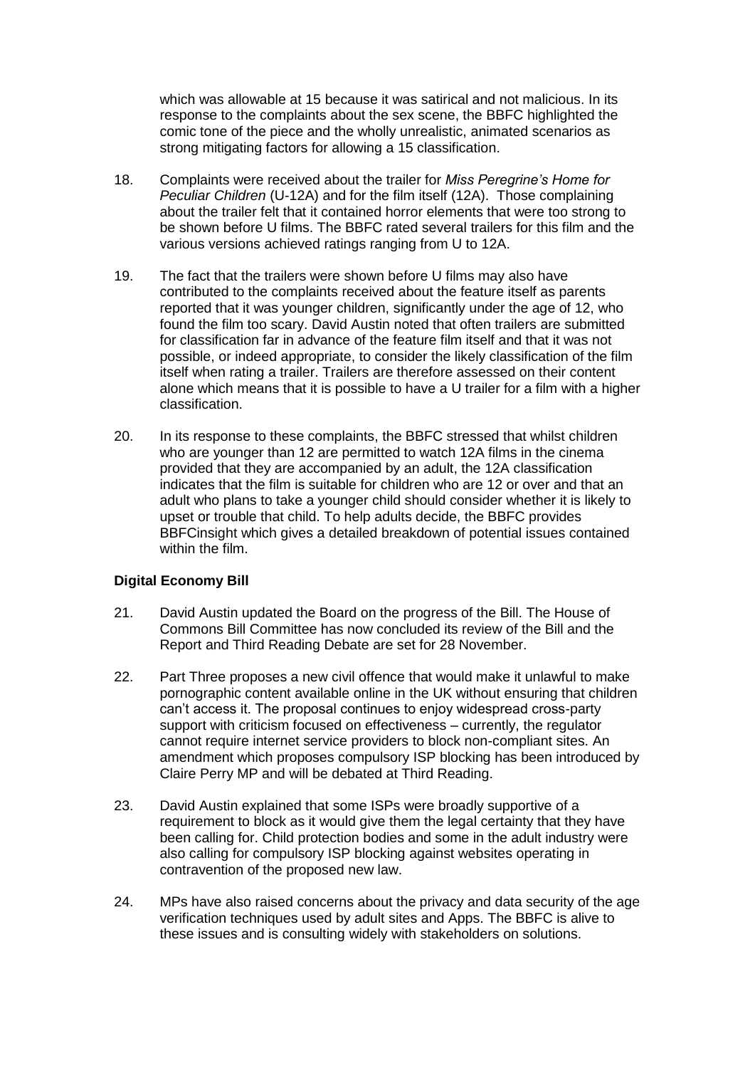which was allowable at 15 because it was satirical and not malicious. In its response to the complaints about the sex scene, the BBFC highlighted the comic tone of the piece and the wholly unrealistic, animated scenarios as strong mitigating factors for allowing a 15 classification.

18. Complaints were received about the trailer for *Miss Peregrine's Home for Peculiar Children* (U-12A) and for the film itself (12A). Those complaining about the trailer felt that it contained horror elements that were too strong to be shown before U films. The BBFC rated several trailers for this film and the various versions achieved ratings ranging from U to 12A.

19. The fact that the trailers were shown before U films may also have contributed to the complaints received about the feature itself as parents reported that it was younger children, significantly under the age of 12, who found the film too scary. David Austin noted that often trailers are submitted for classification far in advance of the feature film itself and that it was not possible, or indeed appropriate, to consider the likely classification of the film itself when rating a trailer. Trailers are therefore assessed on their content alone which means that it is possible to have a U trailer for a film with a higher classification.

20. In its response to these complaints, the BBFC stressed that whilst children who are younger than 12 are permitted to watch 12A films in the cinema provided that they are accompanied by an adult, the 12A classification indicates that the film is suitable for children who are 12 or over and that an adult who plans to take a younger child should consider whether it is likely to upset or trouble that child. To help adults decide, the BBFC provides BBFCinsight which gives a detailed breakdown of potential issues contained within the film.

**Digital Economy Bill**

21. David Austin updated the Board on the progress of the Bill. The House of Commons Bill Committee has now concluded its review of the Bill and the Report and Third Reading Debate are set for 28 November.

22. Part Three proposes a new civil offence that would make it unlawful to make pornographic content available online in the UK without ensuring that children can't access it. The proposal continues to enjoy widespread cross-party support with criticism focused on effectiveness – currently, the regulator cannot require internet service providers to block non-compliant sites. An amendment which proposes compulsory ISP blocking has been introduced by Claire Perry MP and will be debated at Third Reading.

23. David Austin explained that some ISPs were broadly supportive of a requirement to block as it would give them the legal certainty that they have been calling for. Child protection bodies and some in the adult industry were also calling for compulsory ISP blocking against websites operating in contravention of the proposed new law.

24. MPs have also raised concerns about the privacy and data security of the age verification techniques used by adult sites and Apps. The BBFC is alive to these issues and is consulting widely with stakeholders on solutions.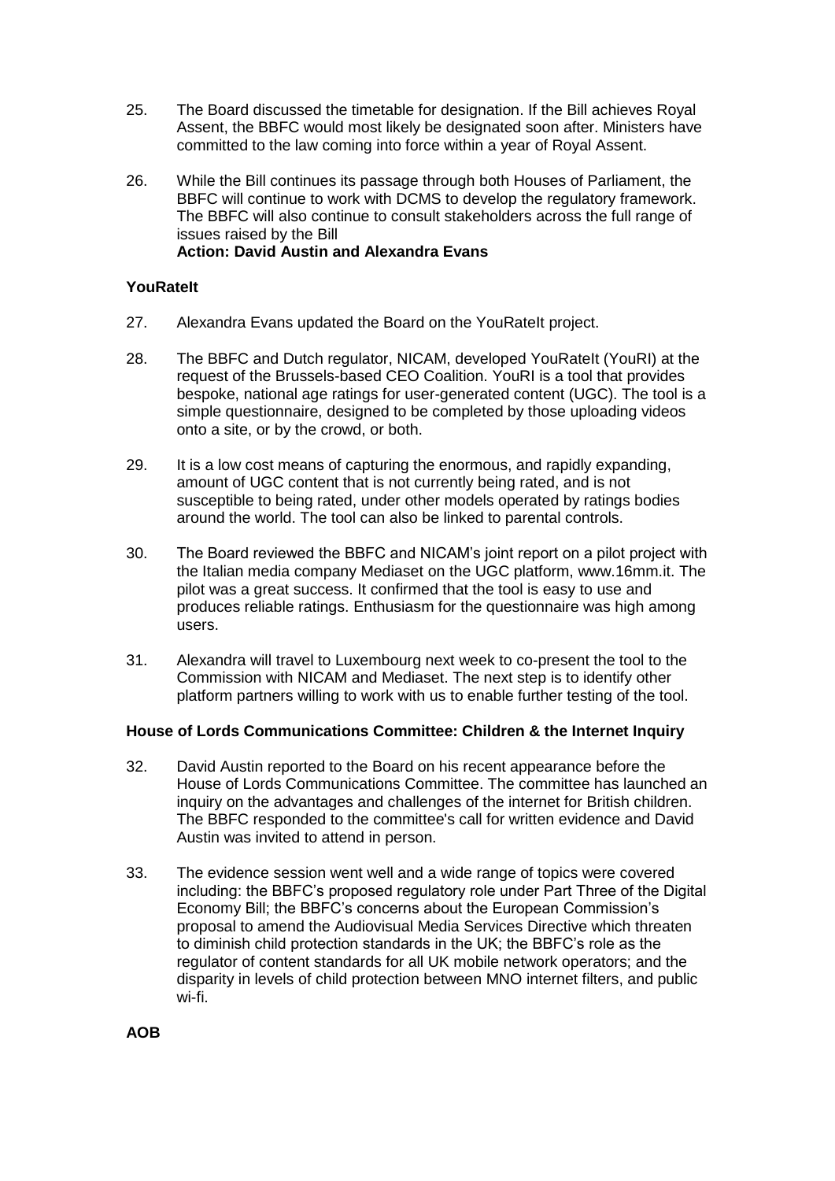25. The Board discussed the timetable for designation. If the Bill achieves Royal Assent, the BBFC would most likely be designated soon after. Ministers have committed to the law coming into force within a year of Royal Assent.

26. While the Bill continues its passage through both Houses of Parliament, the BBFC will continue to work with DCMS to develop the regulatory framework. The BBFC will also continue to consult stakeholders across the full range of issues raised by the Bill
**Action: David Austin and Alexandra Evans**

**YouRateIt**

27. Alexandra Evans updated the Board on the YouRateIt project.

28. The BBFC and Dutch regulator, NICAM, developed YouRateIt (YouRI) at the request of the Brussels-based CEO Coalition. YouRI is a tool that provides bespoke, national age ratings for user-generated content (UGC). The tool is a simple questionnaire, designed to be completed by those uploading videos onto a site, or by the crowd, or both.

29. It is a low cost means of capturing the enormous, and rapidly expanding, amount of UGC content that is not currently being rated, and is not susceptible to being rated, under other models operated by ratings bodies around the world. The tool can also be linked to parental controls.

30. The Board reviewed the BBFC and NICAM's joint report on a pilot project with the Italian media company Mediaset on the UGC platform, www.16mm.it. The pilot was a great success. It confirmed that the tool is easy to use and produces reliable ratings. Enthusiasm for the questionnaire was high among users.

31. Alexandra will travel to Luxembourg next week to co-present the tool to the Commission with NICAM and Mediaset. The next step is to identify other platform partners willing to work with us to enable further testing of the tool.

**House of Lords Communications Committee: Children & the Internet Inquiry**

32. David Austin reported to the Board on his recent appearance before the House of Lords Communications Committee. The committee has launched an inquiry on the advantages and challenges of the internet for British children. The BBFC responded to the committee's call for written evidence and David Austin was invited to attend in person.

33. The evidence session went well and a wide range of topics were covered including: the BBFC's proposed regulatory role under Part Three of the Digital Economy Bill; the BBFC's concerns about the European Commission's proposal to amend the Audiovisual Media Services Directive which threaten to diminish child protection standards in the UK; the BBFC's role as the regulator of content standards for all UK mobile network operators; and the disparity in levels of child protection between MNO internet filters, and public wi-fi.

**AOB**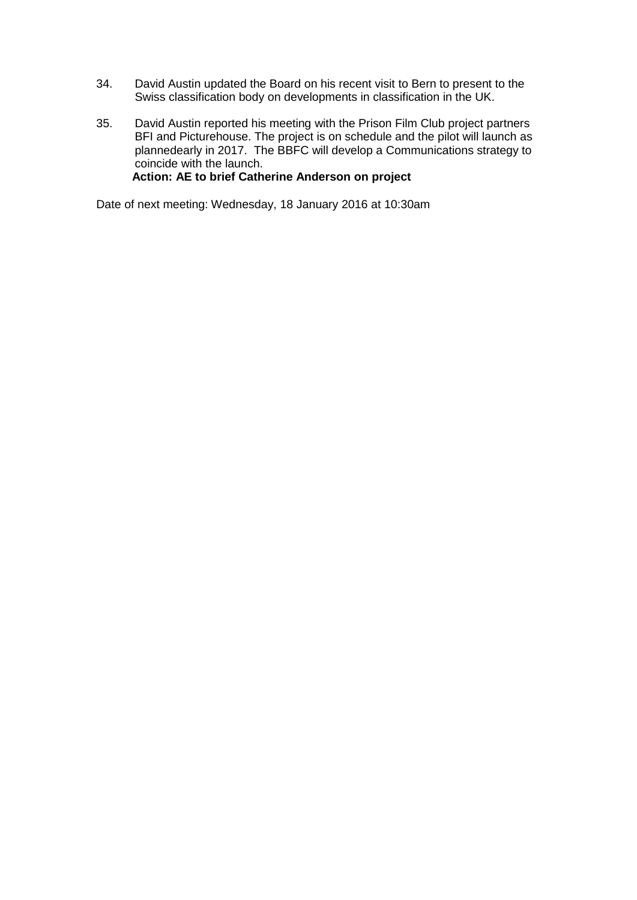34. David Austin updated the Board on his recent visit to Bern to present to the Swiss classification body on developments in classification in the UK.

35. David Austin reported his meeting with the Prison Film Club project partners BFI and Picturehouse. The project is on schedule and the pilot will launch as plannedearly in 2017. The BBFC will develop a Communications strategy to coincide with the launch.
    **Action: AE to brief Catherine Anderson on project**

Date of next meeting: Wednesday, 18 January 2016 at 10:30am